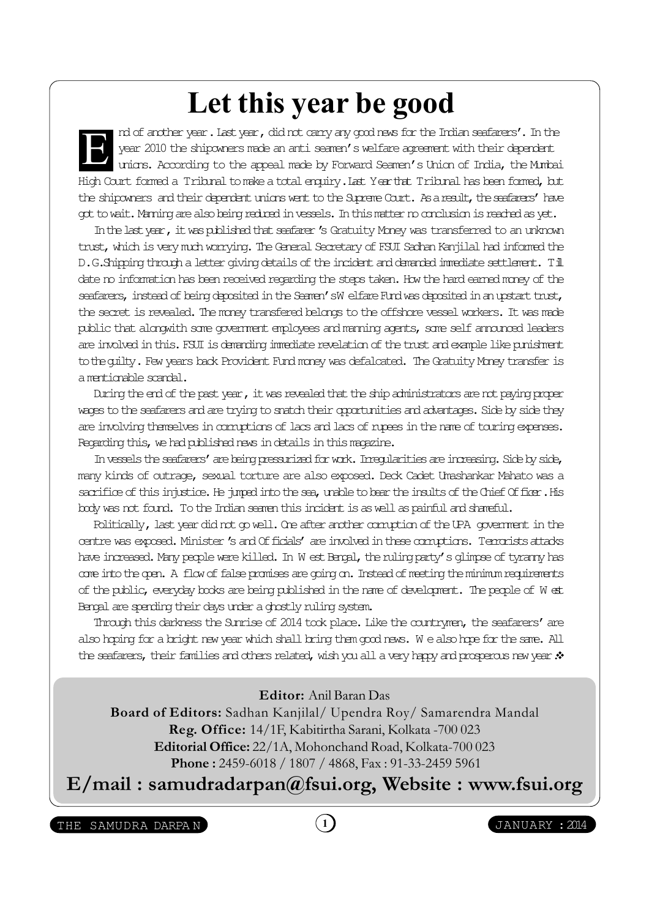# Let this year be good

End of another year. Last year, did not carry any good news for the Indian seafarers'. In the year 2010 the shipowners made an anti seamen's welfare agreement with their dependent unions. According to the appeal made by Forward Seamen's Union of India, the Mumbai High Court formed a Tribunal to make a total enquiry. Last Year that Tribunal has been formed, but the shipowners and their dependent unions went to the Supreme Court. As a result, the seafarers' have got to wait. Manning are also being reduced in vessels. In this matter no conclusion is reached as yet.

In the last year, it was published that seafarer's Gratuity Money was transferred to an unknown trust, which is very much worrying. The General Secretary of FSUI Sadhan Kanjilal had informed the D.G.Shipping through a letter giving details of the incident and demanded immediate settlement. Till date no information has been received regarding the steps taken. How the hard earned money of the seafarers, instead of being deposited in the Seamen's Welfare Fund was deposited in an upstart trust, the secret is revealed. The money transfered belongs to the offshore vessel workers. It was made public that alongwith some government employees and manning agents, some self announced leaders are involved in this. FSUI is demanding immediate revelation of the trust and example like punishment to the guilty. Few years back Provident Fund money was defalcated. The Gratuity Money transfer is a mentionable scandal.

During the end of the past year, it was revealed that the ship administrators are not paying proper wages to the seafarers and are trying to snatch their opportunities and advantages. Side by side they are involving themselves in corruptions of lacs and lacs of rupees in the name of touring expenses. Regarding this, we had published news in details in this magazine.

In vessels the seafarers' are being pressurized for work. Irregularities are increasing. Side by side, many kinds of outrage, sexual torture are also exposed. Deck Cadet Umashankar Mahato was a sacrifice of this injustice. He jumped into the sea, unable to bear the insults of the Chief Officer. His body was not found. To the Indian seamen this incident is as well as painful and shameful.

Politically, last year did not go well. One after another corruption of the UPA government in the centre was exposed. Minister's and Officials' are involved in these corruptions. Terrorists attacks have increased. Many people were killed. In West Bengal, the ruling party's glimpse of tyranny has come into the open. A flow of false promises are going on. Instead of meeting the minimum requirements of the public, everyday books are being published in the name of development. The people of West Bengal are spending their days under a ghostly ruling system.

Through this darkness the Sunrise of 2014 took place. Like the countrymen, the seafarers' are also hoping for a bright new year which shall bring them good news. We also hope for the same. All the seafarers, their families and others related, wish you all a very happy and prosperous new year. ❖

**Editor:** Anil Baran Das
**Board of Editors:** Sadhan Kanjilal/ Upendra Roy/ Samarendra Mandal
**Reg. Office:** 14/1F, Kabitirtha Sarani, Kolkata -700 023
**Editorial Office:** 22/1A, Mohonchand Road, Kolkata-700 023
**Phone :** 2459-6018 / 1807 / 4868, Fax : 91-33-2459 5961

**E/mail : samudradarpan@fsui.org, Website : www.fsui.org**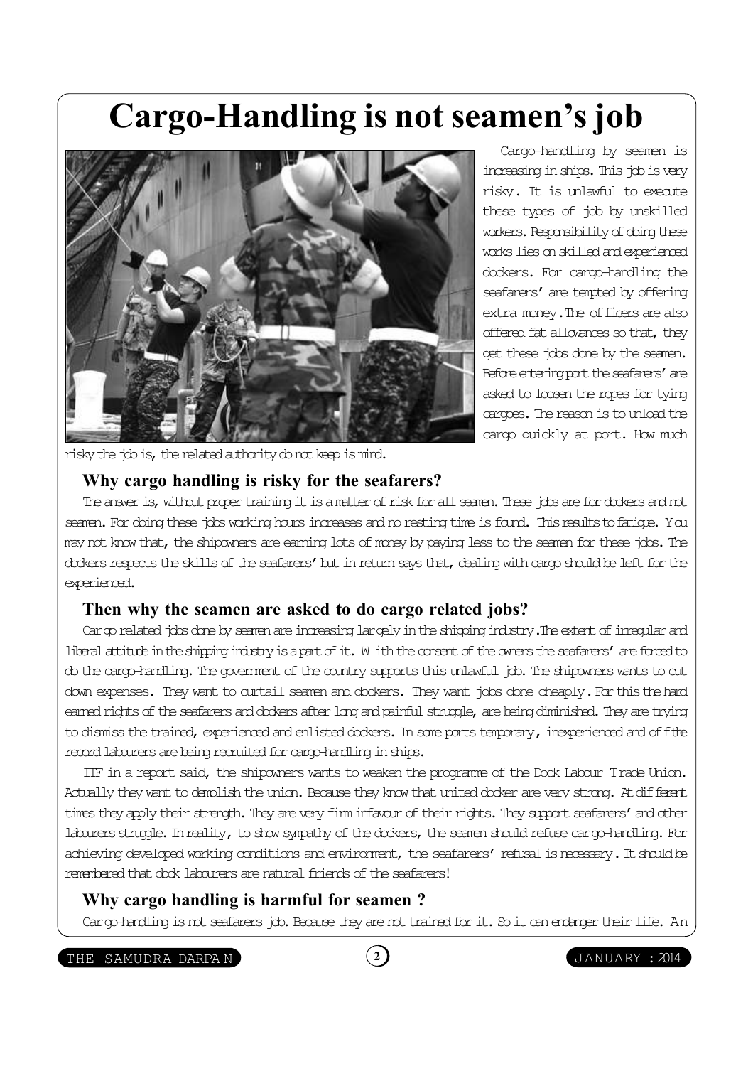# Cargo-Handling is not seamen's job

Cargo-handling by seamen is increasing in ships. This job is very risky. It is unlawful to execute these types of job by unskilled workers. Responsibility of doing these works lies on skilled and experienced dockers. For cargo-handling the seafarers' are tempted by offering extra money. The officers are also offered fat allowances so that, they get these jobs done by the seamen. Before entering port the seafarers' are asked to loosen the ropes for tying cargoes. The reason is to unload the cargo quickly at port. How much risky the job is, the related authority do not keep is mind.

### Why cargo handling is risky for the seafarers?

The answer is, without proper training it is a matter of risk for all seamen. These jobs are for dockers and not seamen. For doing these jobs working hours increases and no resting time is found. This results to fatigue. You may not know that, the shipowners are earning lots of money by paying less to the seamen for these jobs. The dockers respects the skills of the seafarers' but in return says that, dealing with cargo should be left for the experienced.

### Then why the seamen are asked to do cargo related jobs?

Cargo related jobs done by seamen are increasing largely in the shipping industry. The extent of irregular and liberal attitude in the shipping industry is a part of it. With the consent of the owners the seafarers' are forced to do the cargo-handling. The government of the country supports this unlawful job. The shipowners wants to cut down expenses. They want to curtail seamen and dockers. They want jobs done cheaply. For this the hard earned rights of the seafarers and dockers after long and painful struggle, are being diminished. They are trying to dismiss the trained, experienced and enlisted dockers. In some ports temporary, inexperienced and off the record labourers are being recruited for cargo-handling in ships.

ITF in a report said, the shipowners wants to weaken the programme of the Dock Labour Trade Union. Actually they want to demolish the union. Because they know that united docker are very strong. At different times they apply their strength. They are very firm infavour of their rights. They support seafarers' and other labourers struggle. In reality, to show sympathy of the dockers, the seamen should refuse cargo-handling. For achieving developed working conditions and environment, the seafarers' refusal is necessary. It should be remembered that dock labourers are natural friends of the seafarers!

### Why cargo handling is harmful for seamen ?

Cargo-handling is not seafarers job. Because they are not trained for it. So it can endanger their life. An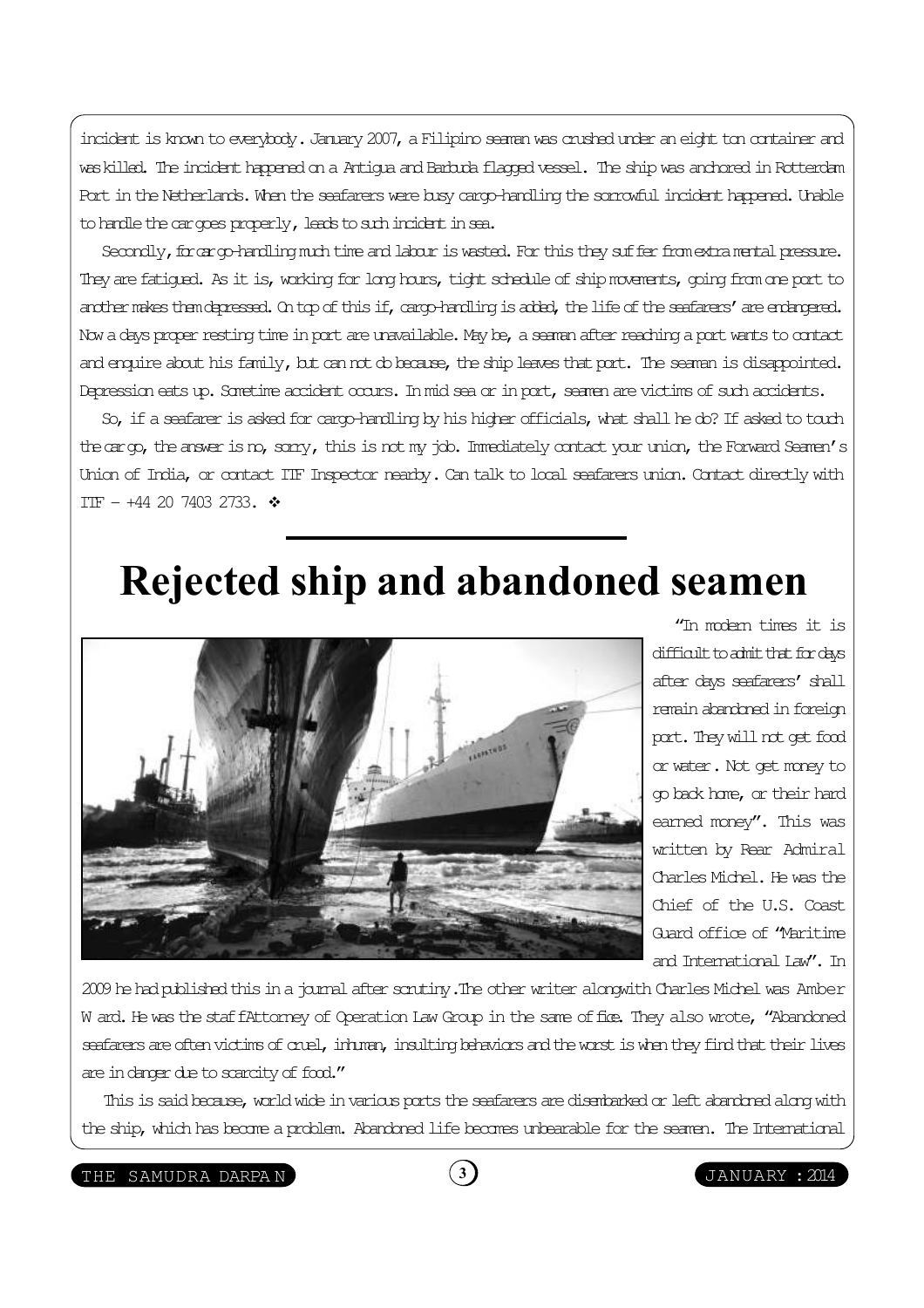incident is known to everybody. January 2007, a Filipino seaman was crushed under an eight ton container and was killed. The incident happened on a Antigua and Barbuda flagged vessel. The ship was anchored in Rotterdam Port in the Netherlands. When the seafarers were busy cargo-handling the sorrowful incident happened. Unable to handle the cargoes properly, leads to such incident in sea.

Secondly, for cargo-handling much time and labour is wasted. For this they suffer from extra mental pressure. They are fatigued. As it is, working for long hours, tight schedule of ship movements, going from one port to another makes them depressed. On top of this if, cargo-handling is added, the life of the seafarers' are endangered. Now a days proper resting time in port are unavailable. May be, a seaman after reaching a port wants to contact and enquire about his family, but can not do because, the ship leaves that port. The seaman is disappointed. Depression eats up. Sometime accident occurs. In mid sea or in port, seamen are victims of such accidents.

So, if a seafarer is asked for cargo-handling by his higher officials, what shall he do? If asked to touch the cargo, the answer is no, sorry, this is not my job. Immediately contact your union, the Forward Seamen's Union of India, or contact ITF Inspector nearby. Can talk to local seafarers union. Contact directly with ITF – +44 20 7403 2733. ❖

---

# Rejected ship and abandoned seamen

"In modern times it is difficult to admit that for days after days seafarers' shall remain abandoned in foreign port. They will not get food or water. Not get money to go back home, or their hard earned money". This was written by Rear Admiral Charles Michel. He was the Chief of the U.S. Coast Guard office of "Maritime and International Law". In 2009 he had published this in a journal after scrutiny. The other writer alongwith Charles Michel was Amber Ward. He was the staff Attorney of Operation Law Group in the same office. They also wrote, "Abandoned seafarers are often victims of cruel, inhuman, insulting behaviors and the worst is when they find that their lives are in danger due to scarcity of food."

This is said because, world wide in various ports the seafarers are disembarked or left abandoned along with the ship, which has become a problem. Abandoned life becomes unbearable for the seamen. The International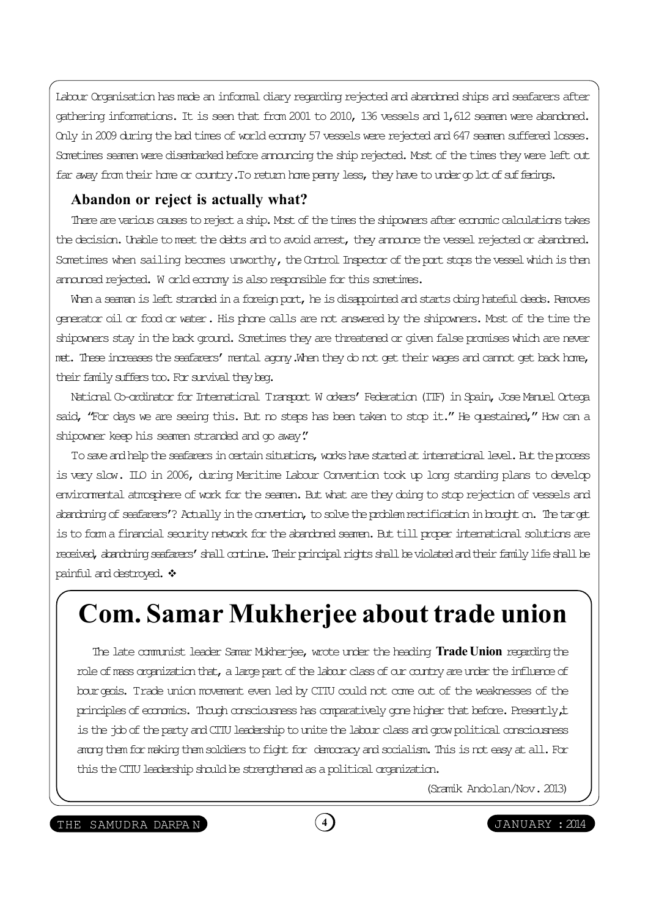Labour Organisation has made an informal diary regarding rejected and abandoned ships and seafarers after gathering informations. It is seen that from 2001 to 2010, 136 vessels and 1,612 seamen were abandoned. Only in 2009 during the bad times of world economy 57 vessels were rejected and 647 seamen suffered losses. Sometimes seamen were disembarked before announcing the ship rejected. Most of the times they were left out far away from their home or country.To return home penny less, they have to under go lot of sufferings.

### Abandon or reject is actually what?

There are various causes to reject a ship. Most of the times the shipowners after economic calculations takes the decision. Unable to meet the debts and to avoid arrest, they announce the vessel rejected or abandoned. Sometimes when sailing becomes unworthy, the Control Inspector of the port stops the vessel which is then announced rejected. World economy is also responsible for this sometimes.

When a seaman is left stranded in a foreign port, he is disappointed and starts doing hateful deeds. Removes generator oil or food or water. His phone calls are not answered by the shipowners. Most of the time the shipowners stay in the back ground. Sometimes they are threatened or given false promises which are never met. These increases the seafarers' mental agony.When they do not get their wages and cannot get back home, their family suffers too. For survival they beg.

National Co-ordinator for International Transport Workers' Federation (ITF) in Spain, Jose Manuel Ortega said, "For days we are seeing this. But no steps has been taken to stop it." He questained," How can a shipowner keep his seamen stranded and go away".

To save and help the seafarers in certain situations, works have started at international level. But the process is very slow. ILO in 2006, during Meritime Labour Convention took up long standing plans to develop environmental atmosphere of work for the seamen. But what are they doing to stop rejection of vessels and abandoning of seafarers'? Actually in the convention, to solve the problem rectification in brought on. The target is to form a financial security network for the abandoned seamen. But till proper international solutions are received, abandoning seafarers' shall continue. Their principal rights shall be violated and their family life shall be painful and destroyed. ❖

## Com. Samar Mukherjee about trade union

The late communist leader Samar Mukherjee, wrote under the heading **Trade Union** regarding the role of mass organization that, a large part of the labour class of our country are under the influence of bourgeois. Trade union movement even led by CITU could not come out of the weaknesses of the principles of economics. Though consciousness has comparatively gone higher that before. Presently,it is the job of the party and CITU leadership to unite the labour class and grow political consciousness among them for making them soldiers to fight for democracy and socialism. This is not easy at all. For this the CITU leadership should be strengthened as a political organization.

(Sramik Andolan/Nov. 2013)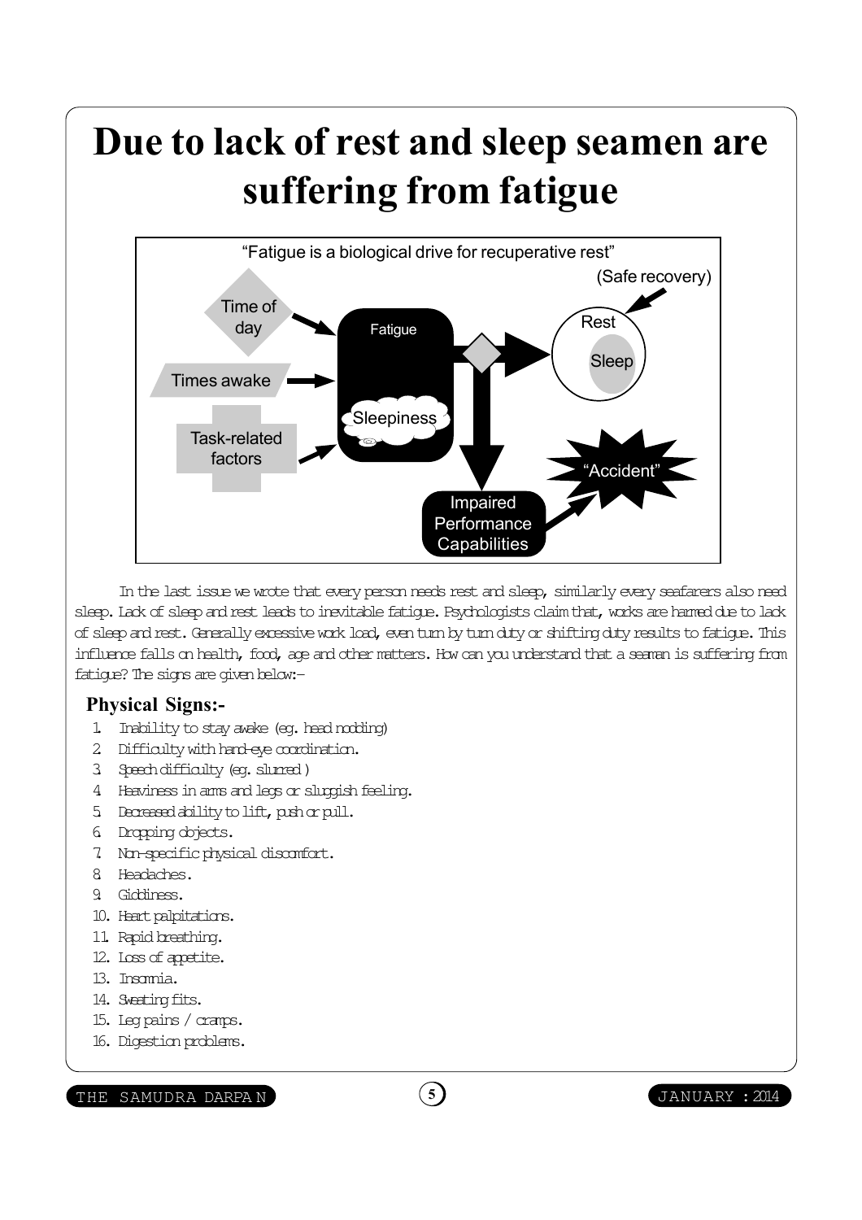# Due to lack of rest and sleep seamen are suffering from fatigue

In the last issue we wrote that every person needs rest and sleep, similarly every seafarers also need sleep. Lack of sleep and rest leads to inevitable fatigue. Psychologists claim that, works are harmed due to lack of sleep and rest. Generally excessive work load, even turn by turn duty or shifting duty results to fatigue. This influence falls on health, food, age and other matters. How can you understand that a seaman is suffering from fatigue? The signs are given below:-

## Physical Signs:-

1. Inability to stay awake (eg. head nodding)
2. Difficulty with hand-eye coordination.
3. Speech difficulty (eg. slurred )
4. Heaviness in arms and legs or sluggish feeling.
5. Decreased ability to lift, push or pull.
6. Dropping objects.
7. Non-specific physical discomfort.
8. Headaches.
9. Giddiness.
10. Heart palpitations.
11. Rapid breathing.
12. Loss of appetite.
13. Insomnia.
14. Sweating fits.
15. Leg pains / cramps.
16. Digestion problems.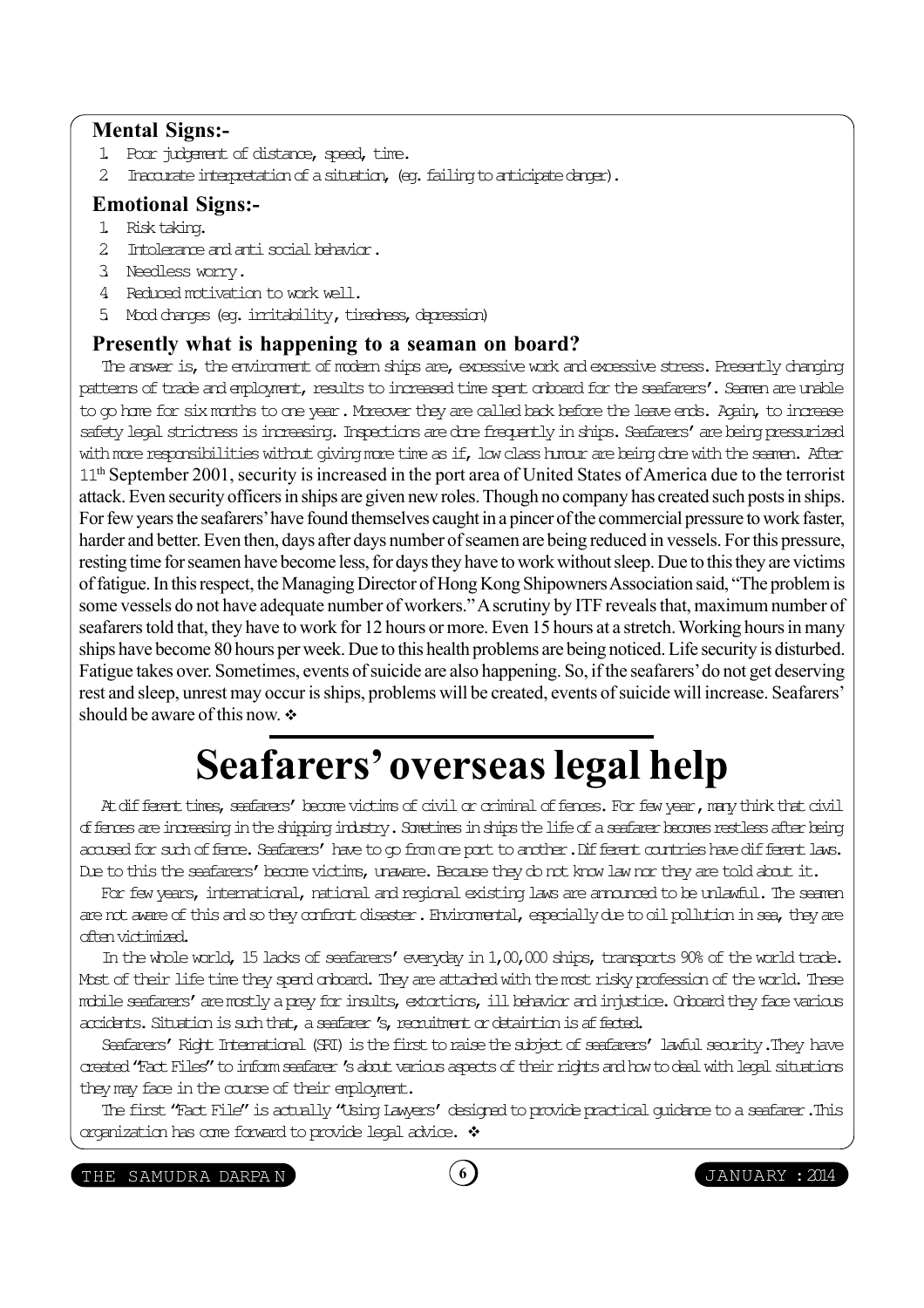### Mental Signs:-

1. Poor judgement of distance, speed, time.
2. Inaccurate interpretation of a situation, (eg. failing to anticipate danger).

### Emotional Signs:-

1. Risk taking.
2. Intolerance and anti social behavior.
3. Needless worry.
4. Reduced motivation to work well.
5. Mood changes (eg. irritability, tiredness, depression)

### Presently what is happening to a seaman on board?

The answer is, the environment of modern ships are, excessive work and excessive stress. Presently changing patterns of trade and employment, results to increased time spent onboard for the seafarers'. Seamen are unable to go home for six months to one year. Moreover they are called back before the leave ends. Again, to increase safety legal strictness is increasing. Inspections are done frequently in ships. Seafarers' are being pressurized with more responsibilities without giving more time as if, low class humour are being done with the seamen. After 11th September 2001, security is increased in the port area of United States of America due to the terrorist attack. Even security officers in ships are given new roles. Though no company has created such posts in ships. For few years the seafarers' have found themselves caught in a pincer of the commercial pressure to work faster, harder and better. Even then, days after days number of seamen are being reduced in vessels. For this pressure, resting time for seamen have become less, for days they have to work without sleep. Due to this they are victims of fatigue. In this respect, the Managing Director of Hong Kong Shipowners Association said, "The problem is some vessels do not have adequate number of workers." A scrutiny by ITF reveals that, maximum number of seafarers told that, they have to work for 12 hours or more. Even 15 hours at a stretch. Working hours in many ships have become 80 hours per week. Due to this health problems are being noticed. Life security is disturbed. Fatigue takes over. Sometimes, events of suicide are also happening. So, if the seafarers' do not get deserving rest and sleep, unrest may occur is ships, problems will be created, events of suicide will increase. Seafarers' should be aware of this now. ❖

# Seafarers' overseas legal help

At different times, seafarers' become victims of civil or criminal offences. For few year, many think that civil offences are increasing in the shipping industry. Sometimes in ships the life of a seafarer becomes restless after being accused for such offence. Seafarers' have to go from one port to another. Different countries have different laws. Due to this the seafarers' become victims, unaware. Because they do not know law nor they are told about it.

For few years, international, national and regional existing laws are announced to be unlawful. The seamen are not aware of this and so they confront disaster. Environmental, especially due to oil pollution in sea, they are often victimized.

In the whole world, 15 lacks of seafarers' everyday in 1,00,000 ships, transports 90% of the world trade. Most of their life time they spend onboard. They are attached with the most risky profession of the world. These mobile seafarers' are mostly a prey for insults, extortions, ill behavior and injustice. Onboard they face various accidents. Situation is such that, a seafarer's, recruitment or detaintion is affected.

Seafarers' Right International (SRI) is the first to raise the subject of seafarers' lawful security. They have created "Fact Files" to inform seafarer's about various aspects of their rights and how to deal with legal situations they may face in the course of their employment.

The first "Fact File" is actually "Using Lawyers' designed to provide practical guidance to a seafarer. This organization has come forward to provide legal advice. ❖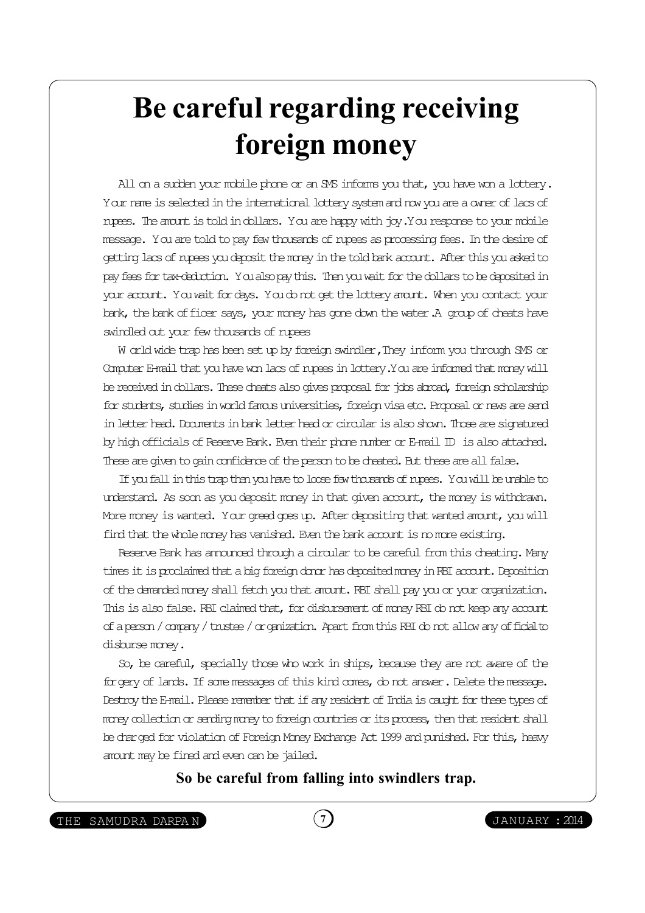# Be careful regarding receiving foreign money

All on a sudden your mobile phone or an SMS informs you that, you have won a lottery. Your name is selected in the international lottery system and now you are a owner of lacs of rupees. The amount is told in dollars. You are happy with joy. You response to your mobile message. You are told to pay few thousands of rupees as processing fees. In the desire of getting lacs of rupees you deposit the money in the told bank account. After this you asked to pay fees for tax-deduction. You also pay this. Then you wait for the dollars to be deposited in your account. You wait for days. You do not get the lottery amount. When you contact your bank, the bank officer says, your money has gone down the water. A group of cheats have swindled out your few thousands of rupees

World wide trap has been set up by foreign swindler, They inform you through SMS or Computer E-mail that you have won lacs of rupees in lottery. You are informed that money will be received in dollars. These cheats also gives proposal for jobs abroad, foreign scholarship for students, studies in world famous universities, foreign visa etc. Proposal or news are send in letter head. Documents in bank letter head or circular is also shown. Those are signatured by high officials of Reserve Bank. Even their phone number or E-mail ID is also attached. These are given to gain confidence of the person to be cheated. But these are all false.

If you fall in this trap then you have to loose few thousands of rupees. You will be unable to understand. As soon as you deposit money in that given account, the money is withdrawn. More money is wanted. Your greed goes up. After depositing that wanted amount, you will find that the whole money has vanished. Even the bank account is no more existing.

Reserve Bank has announced through a circular to be careful from this cheating. Many times it is proclaimed that a big foreign donor has deposited money in RBI account. Deposition of the demanded money shall fetch you that amount. RBI shall pay you or your organization. This is also false. RBI claimed that, for disbursement of money RBI do not keep any account of a person / company / trustee / organization. Apart from this RBI do not allow any official to disburse money.

So, be careful, specially those who work in ships, because they are not aware of the forgery of lands. If some messages of this kind comes, do not answer. Delete the message. Destroy the E-mail. Please remember that if any resident of India is caught for these types of money collection or sending money to foreign countries or its process, then that resident shall be charged for violation of Foreign Money Exchange Act 1999 and punished. For this, heavy amount may be fined and even can be jailed.

**So be careful from falling into swindlers trap.**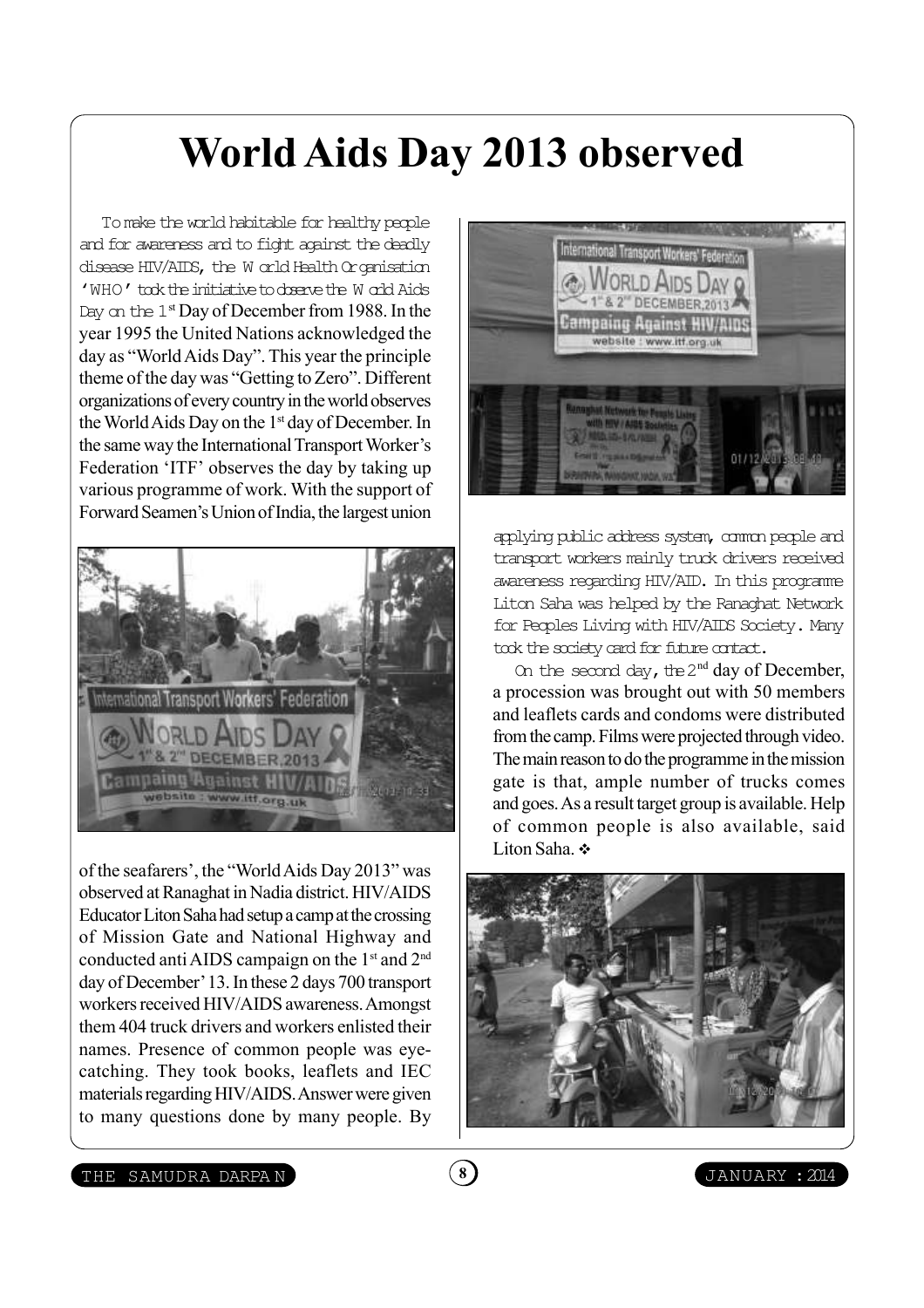# World Aids Day 2013 observed

To make the world habitable for healthy people and for awareness and to fight against the deadly disease HIV/AIDS, the World Health Organisation 'WHO' took the initiative to observe the World Aids Day on the 1st Day of December from 1988. In the year 1995 the United Nations acknowledged the day as "World Aids Day". This year the principle theme of the day was "Getting to Zero". Different organizations of every country in the world observes the World Aids Day on the 1st day of December. In the same way the International Transport Worker's Federation 'ITF' observes the day by taking up various programme of work. With the support of Forward Seamen's Union of India, the largest union of the seafarers', the "World Aids Day 2013" was observed at Ranaghat in Nadia district. HIV/AIDS Educator Liton Saha had setup a camp at the crossing of Mission Gate and National Highway and conducted anti AIDS campaign on the 1st and 2nd day of December' 13. In these 2 days 700 transport workers received HIV/AIDS awareness. Amongst them 404 truck drivers and workers enlisted their names. Presence of common people was eye-catching. They took books, leaflets and IEC materials regarding HIV/AIDS. Answer were given to many questions done by many people. By applying public address system, common people and transport workers mainly truck drivers received awareness regarding HIV/AID. In this programme Liton Saha was helped by the Ranaghat Network for Peoples Living with HIV/AIDS Society. Many took the society card for future contact.

On the second day, the 2nd day of December, a procession was brought out with 50 members and leaflets cards and condoms were distributed from the camp. Films were projected through video. The main reason to do the programme in the mission gate is that, ample number of trucks comes and goes. As a result target group is available. Help of common people is also available, said Liton Saha. ❖